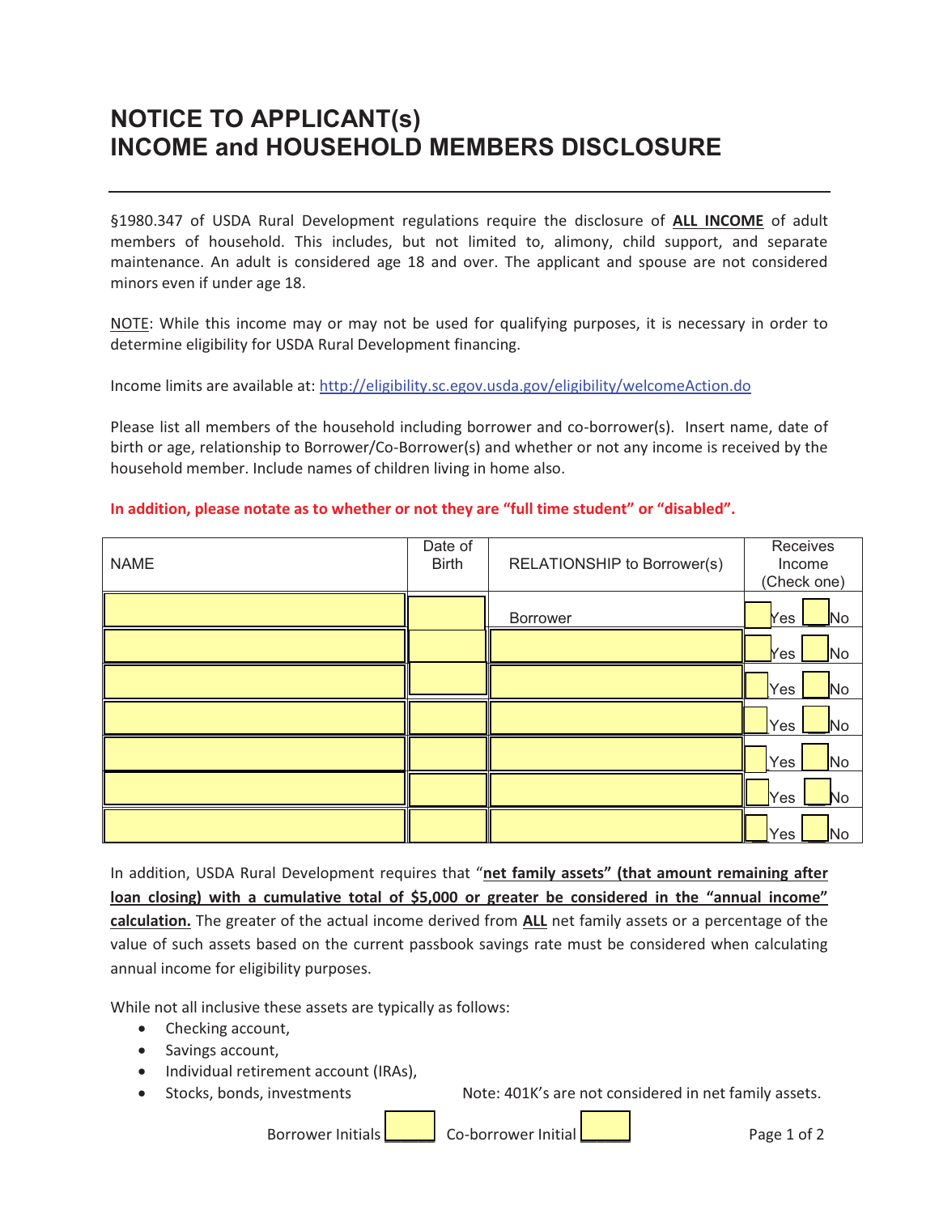# NOTICE TO APPLICANT(s)
# INCOME and HOUSEHOLD MEMBERS DISCLOSURE

§1980.347 of USDA Rural Development regulations require the disclosure of **ALL INCOME** of adult members of household. This includes, but not limited to, alimony, child support, and separate maintenance. An adult is considered age 18 and over. The applicant and spouse are not considered minors even if under age 18.

NOTE: While this income may or may not be used for qualifying purposes, it is necessary in order to determine eligibility for USDA Rural Development financing.

Income limits are available at: http://eligibility.sc.egov.usda.gov/eligibility/welcomeAction.do

Please list all members of the household including borrower and co-borrower(s). Insert name, date of birth or age, relationship to Borrower/Co-Borrower(s) and whether or not any income is received by the household member. Include names of children living in home also.

**In addition, please notate as to whether or not they are "full time student" or "disabled".**

| NAME | Date of Birth | RELATIONSHIP to Borrower(s) | Receives Income (Check one) |
|---|---|---|---|
| | | Borrower | Yes No |
| | | | Yes No |
| | | | Yes No |
| | | | Yes No |
| | | | Yes No |
| | | | Yes No |
| | | | Yes No |

In addition, USDA Rural Development requires that "**net family assets" (that amount remaining after loan closing) with a cumulative total of $5,000 or greater be considered in the "annual income" calculation.** The greater of the actual income derived from **ALL** net family assets or a percentage of the value of such assets based on the current passbook savings rate must be considered when calculating annual income for eligibility purposes.

While not all inclusive these assets are typically as follows:

- Checking account,
- Savings account,
- Individual retirement account (IRAs),
- Stocks, bonds, investments

Note: 401K's are not considered in net family assets.

Borrower Initials ______ Co-borrower Initial ______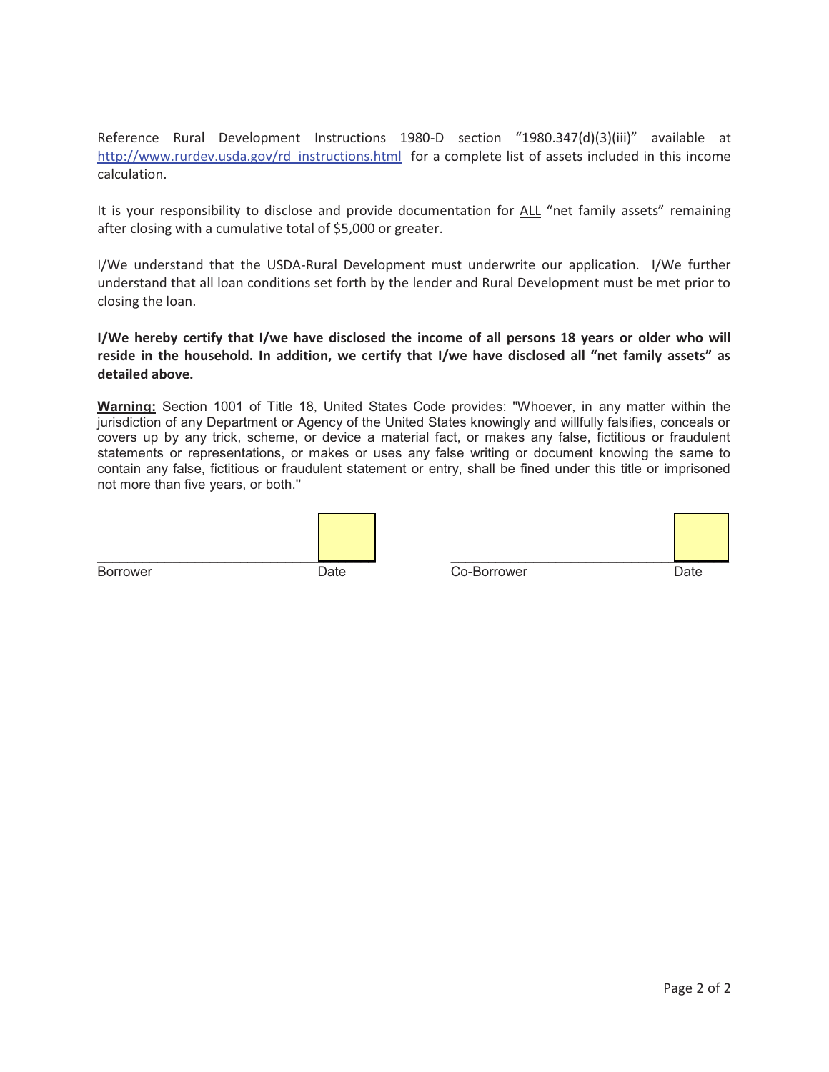Reference Rural Development Instructions 1980-D section "1980.347(d)(3)(iii)" available at http://www.rurdev.usda.gov/rd_instructions.html for a complete list of assets included in this income calculation.

It is your responsibility to disclose and provide documentation for ALL "net family assets" remaining after closing with a cumulative total of $5,000 or greater.

I/We understand that the USDA-Rural Development must underwrite our application. I/We further understand that all loan conditions set forth by the lender and Rural Development must be met prior to closing the loan.

**I/We hereby certify that I/we have disclosed the income of all persons 18 years or older who will reside in the household. In addition, we certify that I/we have disclosed all "net family assets" as detailed above.**

**Warning:** Section 1001 of Title 18, United States Code provides: "Whoever, in any matter within the jurisdiction of any Department or Agency of the United States knowingly and willfully falsifies, conceals or covers up by any trick, scheme, or device a material fact, or makes any false, fictitious or fraudulent statements or representations, or makes or uses any false writing or document knowing the same to contain any false, fictitious or fraudulent statement or entry, shall be fined under this title or imprisoned not more than five years, or both."

| | | | |
|---|---|---|---|
| ______________________ | ________ | ______________________ | ________ |
| Borrower | Date | Co-Borrower | Date |